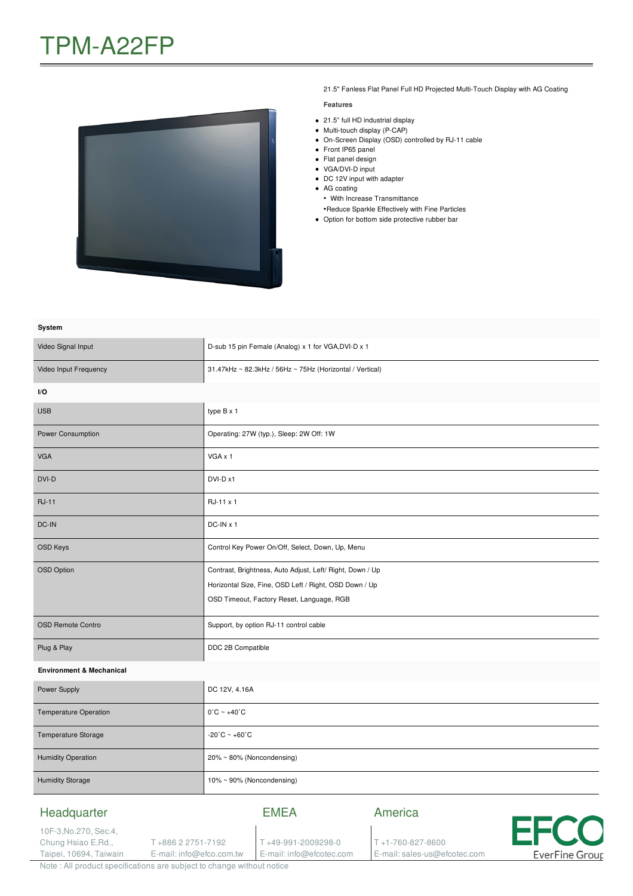# TPM-A22FP

21.5" Fanless Flat Panel Full HD Projected Multi-Touch Display with AG Coating

**Features**

- 21.5" full HD industrial display
- Multi-touch display (P-CAP)
- On-Screen Display (OSD) controlled by RJ-11 cable
- Front IP65 panel
- Flat panel design
- VGA/DVI-D input
- DC 12V input with adapter
- AG coating
  - With Increase Transmittance
  - Reduce Sparkle Effectively with Fine Particles
- Option for bottom side protective rubber bar

| **System** | |
|---|---|
| Video Signal Input | D-sub 15 pin Female (Analog) x 1 for VGA,DVI-D x 1 |
| Video Input Frequency | 31.47kHz ~ 82.3kHz / 56Hz ~ 75Hz (Horizontal / Vertical) |
| **I/O** | |
| USB | type B x 1 |
| Power Consumption | Operating: 27W (typ.), Sleep: 2W Off: 1W |
| VGA | VGA x 1 |
| DVI-D | DVI-D x1 |
| RJ-11 | RJ-11 x 1 |
| DC-IN | DC-IN x 1 |
| OSD Keys | Control Key Power On/Off, Select, Down, Up, Menu |
| OSD Option | Contrast, Brightness, Auto Adjust, Left/ Right, Down / Up<br>Horizontal Size, Fine, OSD Left / Right, OSD Down / Up<br>OSD Timeout, Factory Reset, Language, RGB |
| OSD Remote Contro | Support, by option RJ-11 control cable |
| Plug & Play | DDC 2B Compatible |
| **Environment & Mechanical** | |
| Power Supply | DC 12V, 4.16A |
| Temperature Operation | 0˚C ~ +40˚C |
| Temperature Storage | -20˚C ~ +60˚C |
| Humidity Operation | 20% ~ 80% (Noncondensing) |
| Humidity Storage | 10% ~ 90% (Noncondensing) |

**Headquarter**
10F-3,No.270, Sec.4, Chung Hsiao E,Rd., Taipei, 10694, Taiwain
T +886 2 2751-7192
E-mail: info@efco.com.tw

**EMEA**
T +49-991-2009298-0
E-mail: info@efcotec.com

**America**
T +1-760-827-8600
E-mail: sales-us@efcotec.com

EFCO EverFine Group

Note : All product specifications are subject to change without notice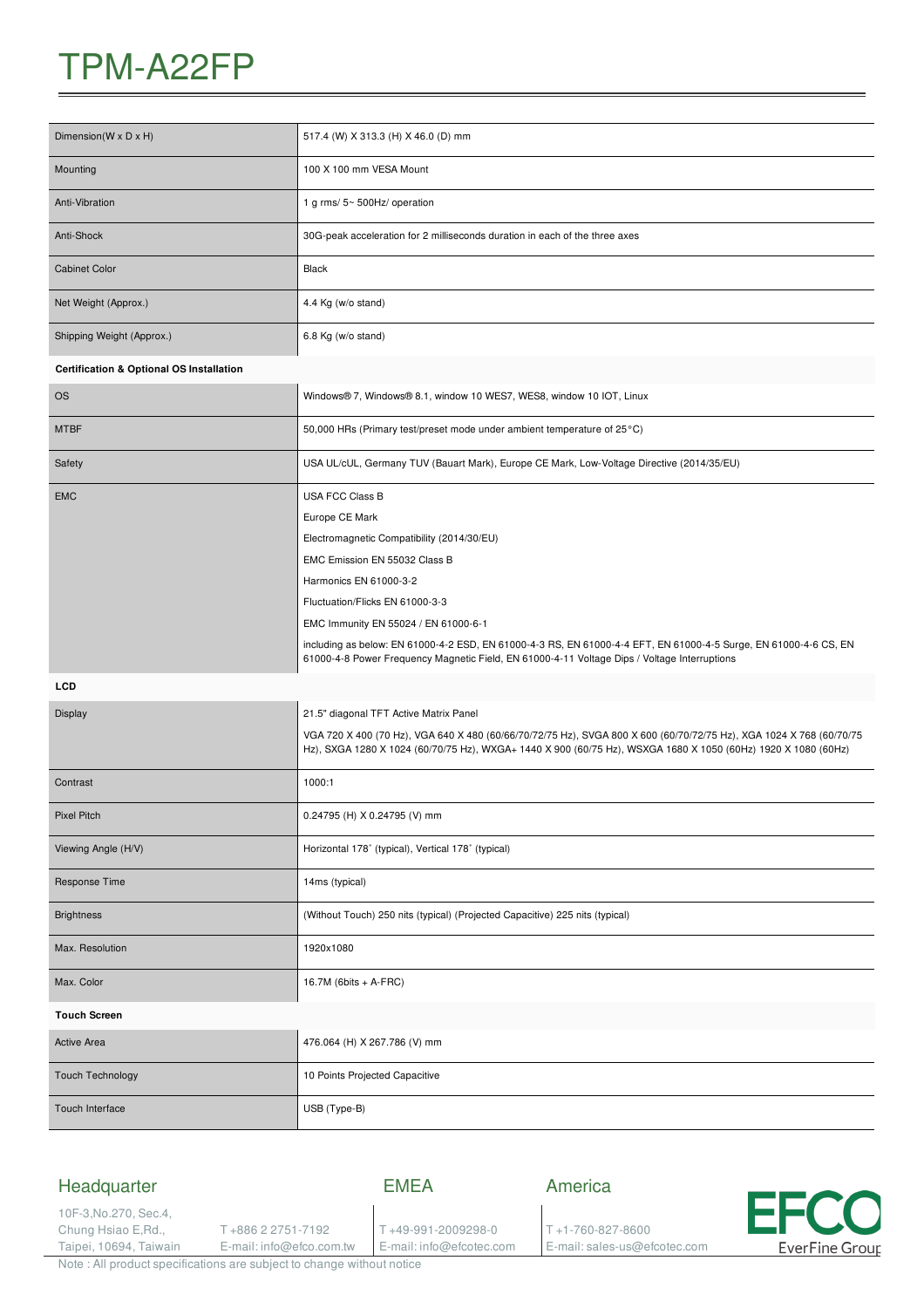# TPM-A22FP

| | |
|---|---|
| Dimension(W x D x H) | 517.4 (W) X 313.3 (H) X 46.0 (D) mm |
| Mounting | 100 X 100 mm VESA Mount |
| Anti-Vibration | 1 g rms/ 5~ 500Hz/ operation |
| Anti-Shock | 30G-peak acceleration for 2 milliseconds duration in each of the three axes |
| Cabinet Color | Black |
| Net Weight (Approx.) | 4.4 Kg (w/o stand) |
| Shipping Weight (Approx.) | 6.8 Kg (w/o stand) |
| **Certification & Optional OS Installation** | |
| OS | Windows® 7, Windows® 8.1, window 10 WES7, WES8, window 10 IOT, Linux |
| MTBF | 50,000 HRs (Primary test/preset mode under ambient temperature of 25°C) |
| Safety | USA UL/cUL, Germany TUV (Bauart Mark), Europe CE Mark, Low-Voltage Directive (2014/35/EU) |
| EMC | USA FCC Class B<br>Europe CE Mark<br>Electromagnetic Compatibility (2014/30/EU)<br>EMC Emission EN 55032 Class B<br>Harmonics EN 61000-3-2<br>Fluctuation/Flicks EN 61000-3-3<br>EMC Immunity EN 55024 / EN 61000-6-1<br>including as below: EN 61000-4-2 ESD, EN 61000-4-3 RS, EN 61000-4-4 EFT, EN 61000-4-5 Surge, EN 61000-4-6 CS, EN 61000-4-8 Power Frequency Magnetic Field, EN 61000-4-11 Voltage Dips / Voltage Interruptions |
| **LCD** | |
| Display | 21.5" diagonal TFT Active Matrix Panel<br>VGA 720 X 400 (70 Hz), VGA 640 X 480 (60/66/70/72/75 Hz), SVGA 800 X 600 (60/70/72/75 Hz), XGA 1024 X 768 (60/70/75 Hz), SXGA 1280 X 1024 (60/70/75 Hz), WXGA+ 1440 X 900 (60/75 Hz), WSXGA 1680 X 1050 (60Hz) 1920 X 1080 (60Hz) |
| Contrast | 1000:1 |
| Pixel Pitch | 0.24795 (H) X 0.24795 (V) mm |
| Viewing Angle (H/V) | Horizontal 178˚ (typical), Vertical 178˚ (typical) |
| Response Time | 14ms (typical) |
| Brightness | (Without Touch) 250 nits (typical) (Projected Capacitive) 225 nits (typical) |
| Max. Resolution | 1920x1080 |
| Max. Color | 16.7M (6bits + A-FRC) |
| **Touch Screen** | |
| Active Area | 476.064 (H) X 267.786 (V) mm |
| Touch Technology | 10 Points Projected Capacitive |
| Touch Interface | USB (Type-B) |

**Headquarter**
10F-3,No.270, Sec.4, Chung Hsiao E,Rd., Taipei, 10694, Taiwain
T +886 2 2751-7192
E-mail: info@efco.com.tw

**EMEA**
T +49-991-2009298-0
E-mail: info@efcotec.com

**America**
T +1-760-827-8600
E-mail: sales-us@efcotec.com

EFCO EverFine Group

Note : All product specifications are subject to change without notice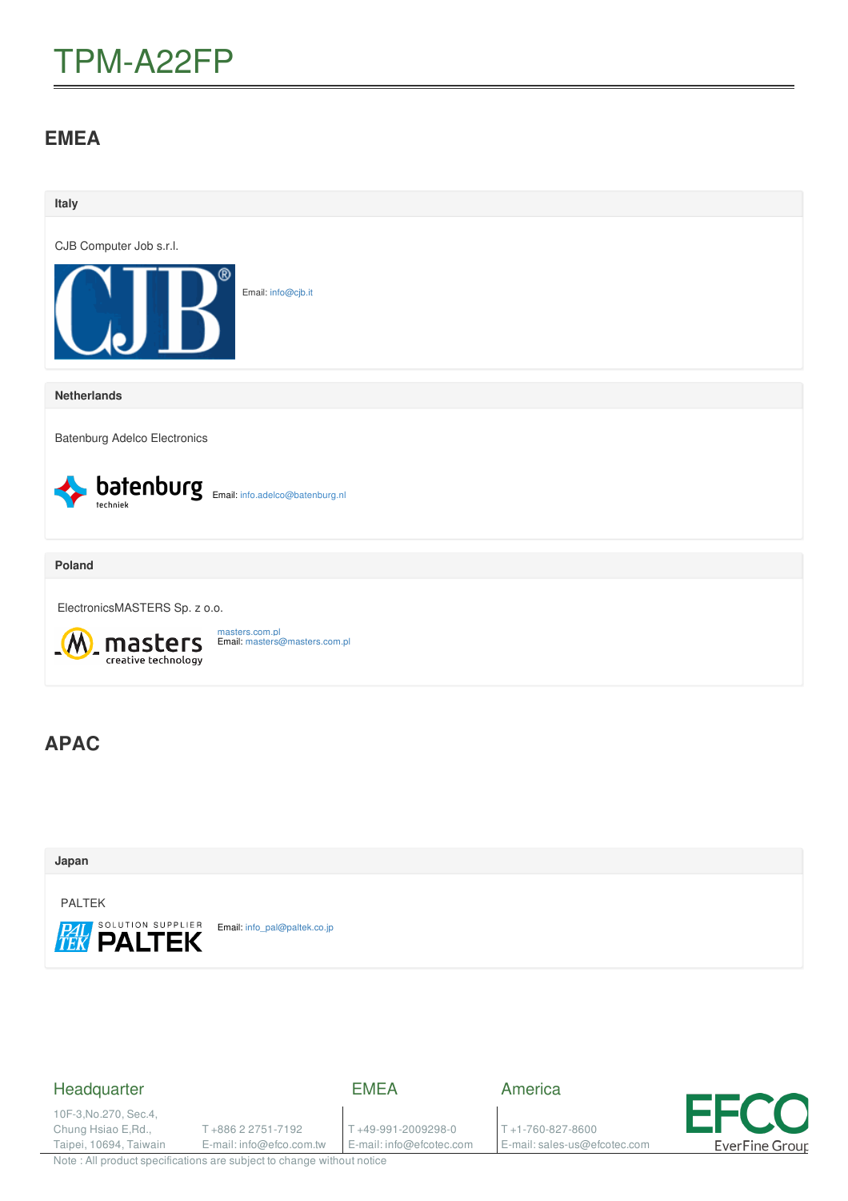# TPM-A22FP

## EMEA

### Italy

CJB Computer Job s.r.l.

Email: info@cjb.it

### Netherlands

Batenburg Adelco Electronics

Email: info.adelco@batenburg.nl

### Poland

ElectronicsMASTERS Sp. z o.o.

masters.com.pl
Email: masters@masters.com.pl

## APAC

### Japan

PALTEK

Email: info_pal@paltek.co.jp

### Headquarter

10F-3,No.270, Sec.4, Chung Hsiao E,Rd., Taipei, 10694, Taiwan

T +886 2 2751-7192
E-mail: info@efco.com.tw

### EMEA

T +49-991-2009298-0
E-mail: info@efcotec.com

### America

T +1-760-827-8600
E-mail: sales-us@efcotec.com

Note : All product specifications are subject to change without notice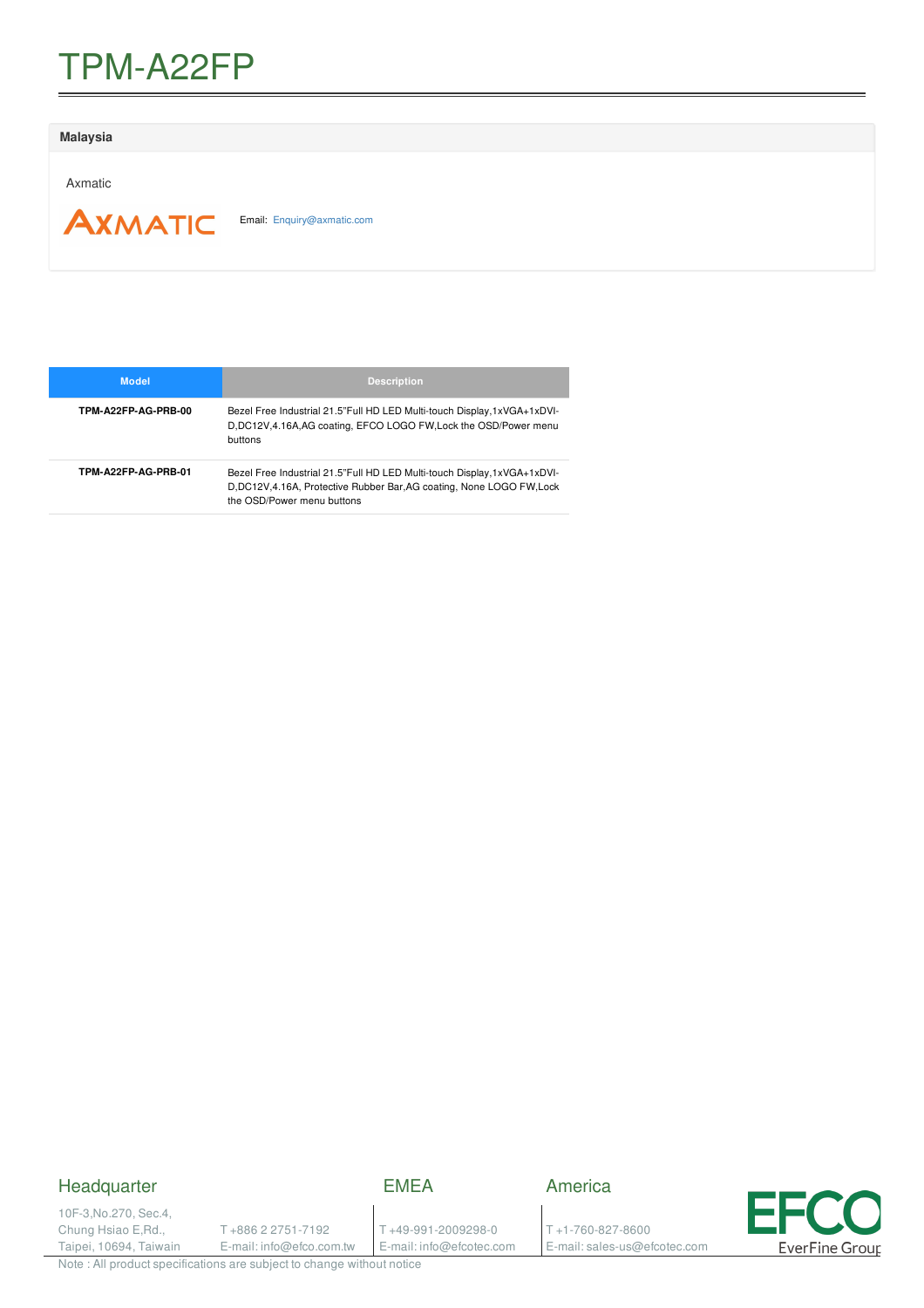# TPM-A22FP

**Malaysia**

Axmatic

AXMATIC

Email: Enquiry@axmatic.com

| Model | Description |
|---|---|
| **TPM-A22FP-AG-PRB-00** | Bezel Free Industrial 21.5"Full HD LED Multi-touch Display,1xVGA+1xDVI-D,DC12V,4.16A,AG coating, EFCO LOGO FW,Lock the OSD/Power menu buttons |
| **TPM-A22FP-AG-PRB-01** | Bezel Free Industrial 21.5"Full HD LED Multi-touch Display,1xVGA+1xDVI-D,DC12V,4.16A, Protective Rubber Bar,AG coating, None LOGO FW,Lock the OSD/Power menu buttons |

Headquarter

10F-3,No.270, Sec.4,
Chung Hsiao E,Rd.,
Taipei, 10694, Taiwan

T +886 2 2751-7192
E-mail: info@efco.com.tw

EMEA

T +49-991-2009298-0
E-mail: info@efcotec.com

America

T +1-760-827-8600
E-mail: sales-us@efcotec.com

EFCO EverFine Group

Note : All product specifications are subject to change without notice